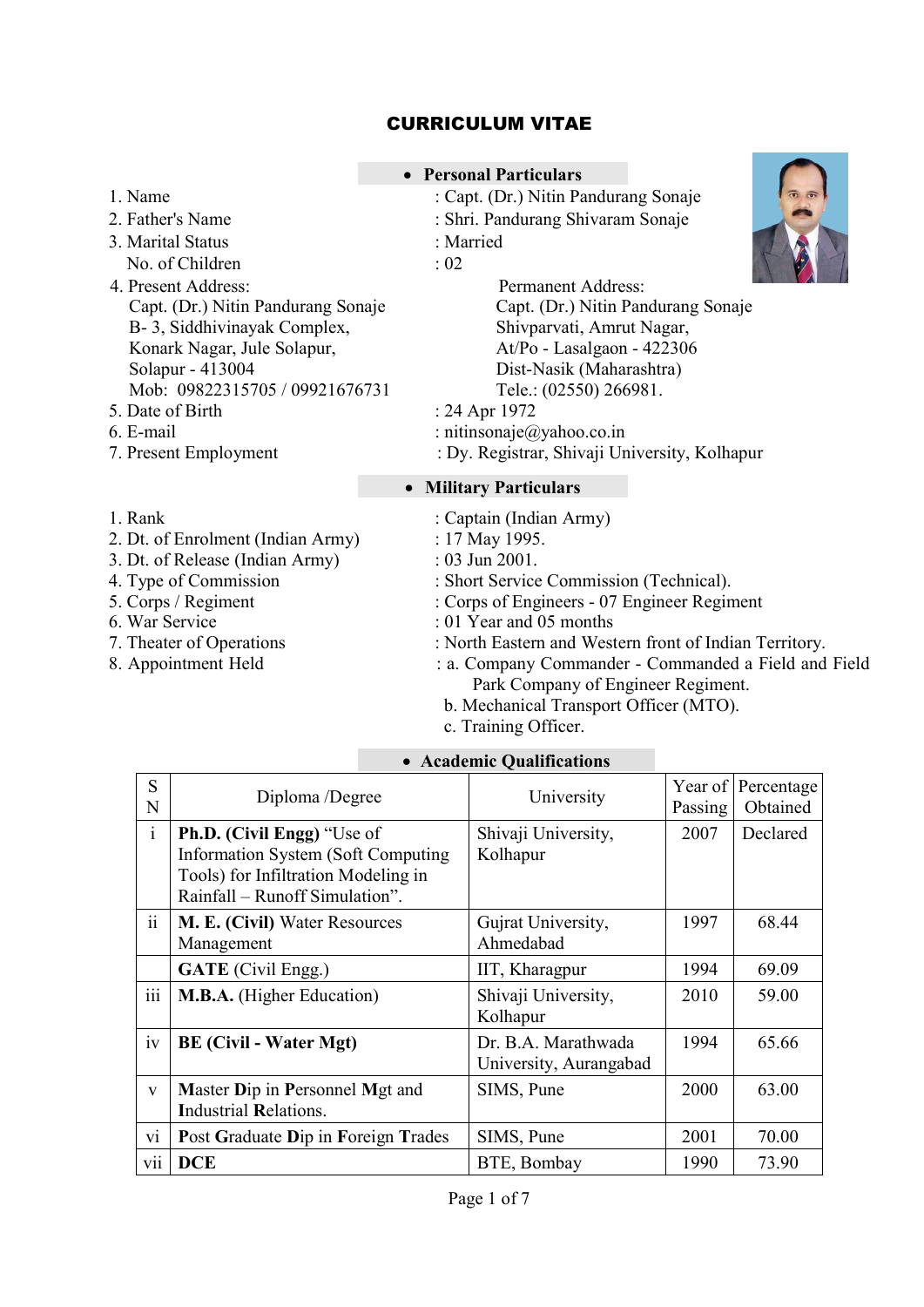# CURRICULUM VITAE

## • Personal Particulars

1. Name : Capt. (Dr.) Nitin Pandurang Sonaje
2. Father's Name : Shri. Pandurang Shivaram Sonaje
3. Marital Status : Married
   No. of Children : 02
4. Present Address:
   Capt. (Dr.) Nitin Pandurang Sonaje
   B- 3, Siddhivinayak Complex,
   Konark Nagar, Jule Solapur,
   Solapur - 413004
   Mob: 09822315705 / 09921676731

   Permanent Address:
   Capt. (Dr.) Nitin Pandurang Sonaje
   Shivparvati, Amrut Nagar,
   At/Po - Lasalgaon - 422306
   Dist-Nasik (Maharashtra)
   Tele.: (02550) 266981.
5. Date of Birth : 24 Apr 1972
6. E-mail : nitinsonaje@yahoo.co.in
7. Present Employment : Dy. Registrar, Shivaji University, Kolhapur

## • Military Particulars

1. Rank : Captain (Indian Army)
2. Dt. of Enrolment (Indian Army) : 17 May 1995.
3. Dt. of Release (Indian Army) : 03 Jun 2001.
4. Type of Commission : Short Service Commission (Technical).
5. Corps / Regiment : Corps of Engineers - 07 Engineer Regiment
6. War Service : 01 Year and 05 months
7. Theater of Operations : North Eastern and Western front of Indian Territory.
8. Appointment Held : a. Company Commander - Commanded a Field and Field Park Company of Engineer Regiment.
   b. Mechanical Transport Officer (MTO).
   c. Training Officer.

## • Academic Qualifications

| S N | Diploma /Degree | University | Year of Passing | Percentage Obtained |
|---|---|---|---|---|
| i | **Ph.D. (Civil Engg)** "Use of Information System (Soft Computing Tools) for Infiltration Modeling in Rainfall – Runoff Simulation". | Shivaji University, Kolhapur | 2007 | Declared |
| ii | **M. E. (Civil)** Water Resources Management | Gujrat University, Ahmedabad | 1997 | 68.44 |
| | **GATE** (Civil Engg.) | IIT, Kharagpur | 1994 | 69.09 |
| iii | **M.B.A.** (Higher Education) | Shivaji University, Kolhapur | 2010 | 59.00 |
| iv | **BE (Civil - Water Mgt)** | Dr. B.A. Marathwada University, Aurangabad | 1994 | 65.66 |
| v | **M**aster **D**ip in **P**ersonnel **M**gt and **I**ndustrial **R**elations. | SIMS, Pune | 2000 | 63.00 |
| vi | **P**ost **G**raduate **D**ip in **F**oreign **T**rades | SIMS, Pune | 2001 | 70.00 |
| vii | **DCE** | BTE, Bombay | 1990 | 73.90 |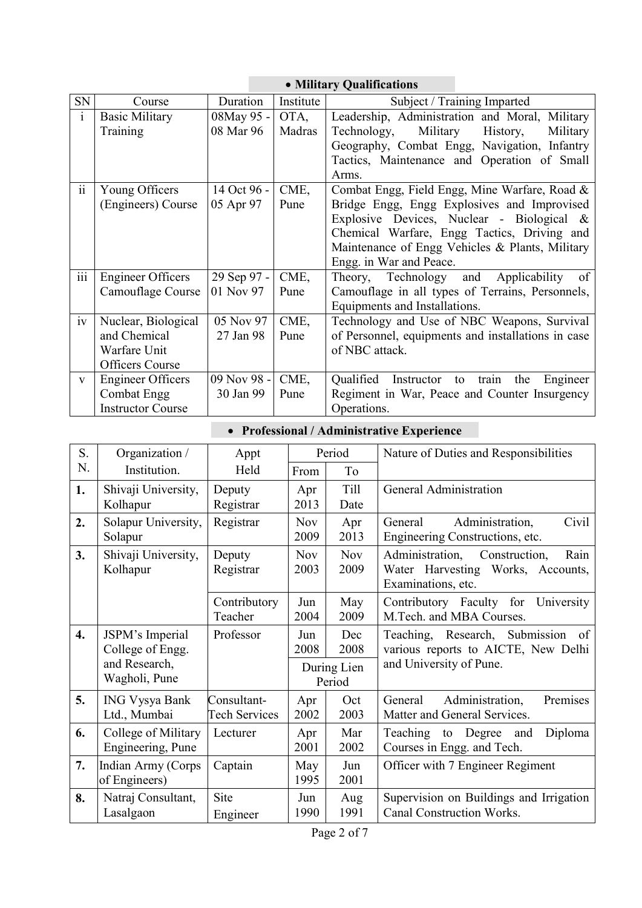- **Military Qualifications**

| SN | Course | Duration | Institute | Subject / Training Imparted |
|---|---|---|---|---|
| i | Basic Military Training | 08May 95 - 08 Mar 96 | OTA, Madras | Leadership, Administration and Moral, Military Technology, Military History, Military Geography, Combat Engg, Navigation, Infantry Tactics, Maintenance and Operation of Small Arms. |
| ii | Young Officers (Engineers) Course | 14 Oct 96 - 05 Apr 97 | CME, Pune | Combat Engg, Field Engg, Mine Warfare, Road & Bridge Engg, Engg Explosives and Improvised Explosive Devices, Nuclear - Biological & Chemical Warfare, Engg Tactics, Driving and Maintenance of Engg Vehicles & Plants, Military Engg. in War and Peace. |
| iii | Engineer Officers Camouflage Course | 29 Sep 97 - 01 Nov 97 | CME, Pune | Theory, Technology and Applicability of Camouflage in all types of Terrains, Personnels, Equipments and Installations. |
| iv | Nuclear, Biological and Chemical Warfare Unit Officers Course | 05 Nov 97 27 Jan 98 | CME, Pune | Technology and Use of NBC Weapons, Survival of Personnel, equipments and installations in case of NBC attack. |
| v | Engineer Officers Combat Engg Instructor Course | 09 Nov 98 - 30 Jan 99 | CME, Pune | Qualified Instructor to train the Engineer Regiment in War, Peace and Counter Insurgency Operations. |

- **Professional / Administrative Experience**

| S. N. | Organization / Institution. | Appt Held | Period | | Nature of Duties and Responsibilities |
|---|---|---|---|---|---|
| | | | From | To | |
| **1.** | Shivaji University, Kolhapur | Deputy Registrar | Apr 2013 | Till Date | General Administration |
| **2.** | Solapur University, Solapur | Registrar | Nov 2009 | Apr 2013 | General Administration, Civil Engineering Constructions, etc. |
| **3.** | Shivaji University, Kolhapur | Deputy Registrar | Nov 2003 | Nov 2009 | Administration, Construction, Rain Water Harvesting Works, Accounts, Examinations, etc. |
| | | Contributory Teacher | Jun 2004 | May 2009 | Contributory Faculty for University M.Tech. and MBA Courses. |
| **4.** | JSPM's Imperial College of Engg. and Research, Wagholi, Pune | Professor | Jun 2008 | Dec 2008 | Teaching, Research, Submission of various reports to AICTE, New Delhi and University of Pune. |
| | | | During Lien Period | | |
| **5.** | ING Vysya Bank Ltd., Mumbai | Consultant-Tech Services | Apr 2002 | Oct 2003 | General Administration, Premises Matter and General Services. |
| **6.** | College of Military Engineering, Pune | Lecturer | Apr 2001 | Mar 2002 | Teaching to Degree and Diploma Courses in Engg. and Tech. |
| **7.** | Indian Army (Corps of Engineers) | Captain | May 1995 | Jun 2001 | Officer with 7 Engineer Regiment |
| **8.** | Natraj Consultant, Lasalgaon | Site Engineer | Jun 1990 | Aug 1991 | Supervision on Buildings and Irrigation Canal Construction Works. |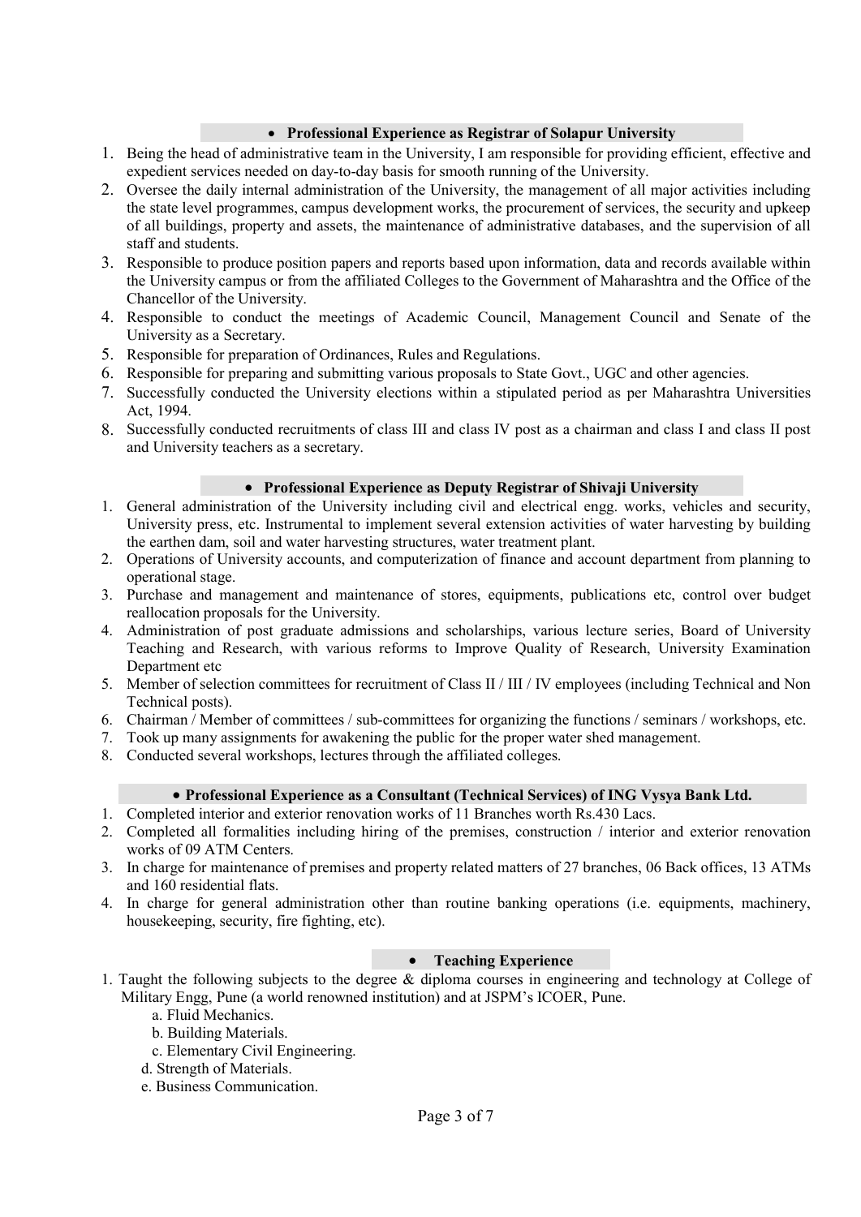- **Professional Experience as Registrar of Solapur University**

1. Being the head of administrative team in the University, I am responsible for providing efficient, effective and expedient services needed on day-to-day basis for smooth running of the University.
2. Oversee the daily internal administration of the University, the management of all major activities including the state level programmes, campus development works, the procurement of services, the security and upkeep of all buildings, property and assets, the maintenance of administrative databases, and the supervision of all staff and students.
3. Responsible to produce position papers and reports based upon information, data and records available within the University campus or from the affiliated Colleges to the Government of Maharashtra and the Office of the Chancellor of the University.
4. Responsible to conduct the meetings of Academic Council, Management Council and Senate of the University as a Secretary.
5. Responsible for preparation of Ordinances, Rules and Regulations.
6. Responsible for preparing and submitting various proposals to State Govt., UGC and other agencies.
7. Successfully conducted the University elections within a stipulated period as per Maharashtra Universities Act, 1994.
8. Successfully conducted recruitments of class III and class IV post as a chairman and class I and class II post and University teachers as a secretary.

- **Professional Experience as Deputy Registrar of Shivaji University**

1. General administration of the University including civil and electrical engg. works, vehicles and security, University press, etc. Instrumental to implement several extension activities of water harvesting by building the earthen dam, soil and water harvesting structures, water treatment plant.
2. Operations of University accounts, and computerization of finance and account department from planning to operational stage.
3. Purchase and management and maintenance of stores, equipments, publications etc, control over budget reallocation proposals for the University.
4. Administration of post graduate admissions and scholarships, various lecture series, Board of University Teaching and Research, with various reforms to Improve Quality of Research, University Examination Department etc
5. Member of selection committees for recruitment of Class II / III / IV employees (including Technical and Non Technical posts).
6. Chairman / Member of committees / sub-committees for organizing the functions / seminars / workshops, etc.
7. Took up many assignments for awakening the public for the proper water shed management.
8. Conducted several workshops, lectures through the affiliated colleges.

- **Professional Experience as a Consultant (Technical Services) of ING Vysya Bank Ltd.**

1. Completed interior and exterior renovation works of 11 Branches worth Rs.430 Lacs.
2. Completed all formalities including hiring of the premises, construction / interior and exterior renovation works of 09 ATM Centers.
3. In charge for maintenance of premises and property related matters of 27 branches, 06 Back offices, 13 ATMs and 160 residential flats.
4. In charge for general administration other than routine banking operations (i.e. equipments, machinery, housekeeping, security, fire fighting, etc).

- **Teaching Experience**

1. Taught the following subjects to the degree & diploma courses in engineering and technology at College of Military Engg, Pune (a world renowned institution) and at JSPM's ICOER, Pune.
   a. Fluid Mechanics.
   b. Building Materials.
   c. Elementary Civil Engineering.
   d. Strength of Materials.
   e. Business Communication.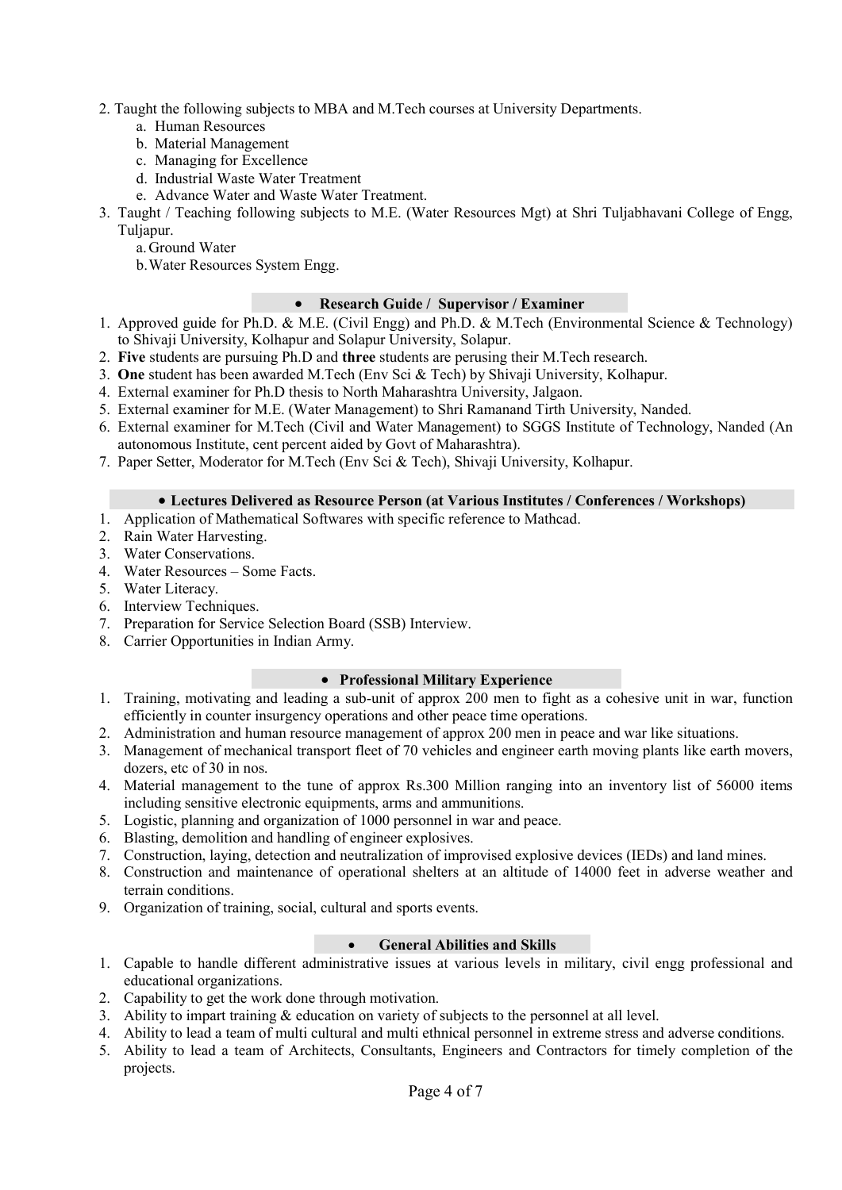2. Taught the following subjects to MBA and M.Tech courses at University Departments.
   a. Human Resources
   b. Material Management
   c. Managing for Excellence
   d. Industrial Waste Water Treatment
   e. Advance Water and Waste Water Treatment.
3. Taught / Teaching following subjects to M.E. (Water Resources Mgt) at Shri Tuljabhavani College of Engg, Tuljapur.
   a. Ground Water
   b. Water Resources System Engg.

### • Research Guide / Supervisor / Examiner

1. Approved guide for Ph.D. & M.E. (Civil Engg) and Ph.D. & M.Tech (Environmental Science & Technology) to Shivaji University, Kolhapur and Solapur University, Solapur.
2. **Five** students are pursuing Ph.D and **three** students are perusing their M.Tech research.
3. **One** student has been awarded M.Tech (Env Sci & Tech) by Shivaji University, Kolhapur.
4. External examiner for Ph.D thesis to North Maharashtra University, Jalgaon.
5. External examiner for M.E. (Water Management) to Shri Ramanand Tirth University, Nanded.
6. External examiner for M.Tech (Civil and Water Management) to SGGS Institute of Technology, Nanded (An autonomous Institute, cent percent aided by Govt of Maharashtra).
7. Paper Setter, Moderator for M.Tech (Env Sci & Tech), Shivaji University, Kolhapur.

### • Lectures Delivered as Resource Person (at Various Institutes / Conferences / Workshops)

1. Application of Mathematical Softwares with specific reference to Mathcad.
2. Rain Water Harvesting.
3. Water Conservations.
4. Water Resources – Some Facts.
5. Water Literacy.
6. Interview Techniques.
7. Preparation for Service Selection Board (SSB) Interview.
8. Carrier Opportunities in Indian Army.

### • Professional Military Experience

1. Training, motivating and leading a sub-unit of approx 200 men to fight as a cohesive unit in war, function efficiently in counter insurgency operations and other peace time operations.
2. Administration and human resource management of approx 200 men in peace and war like situations.
3. Management of mechanical transport fleet of 70 vehicles and engineer earth moving plants like earth movers, dozers, etc of 30 in nos.
4. Material management to the tune of approx Rs.300 Million ranging into an inventory list of 56000 items including sensitive electronic equipments, arms and ammunitions.
5. Logistic, planning and organization of 1000 personnel in war and peace.
6. Blasting, demolition and handling of engineer explosives.
7. Construction, laying, detection and neutralization of improvised explosive devices (IEDs) and land mines.
8. Construction and maintenance of operational shelters at an altitude of 14000 feet in adverse weather and terrain conditions.
9. Organization of training, social, cultural and sports events.

### • General Abilities and Skills

1. Capable to handle different administrative issues at various levels in military, civil engg professional and educational organizations.
2. Capability to get the work done through motivation.
3. Ability to impart training & education on variety of subjects to the personnel at all level.
4. Ability to lead a team of multi cultural and multi ethnical personnel in extreme stress and adverse conditions.
5. Ability to lead a team of Architects, Consultants, Engineers and Contractors for timely completion of the projects.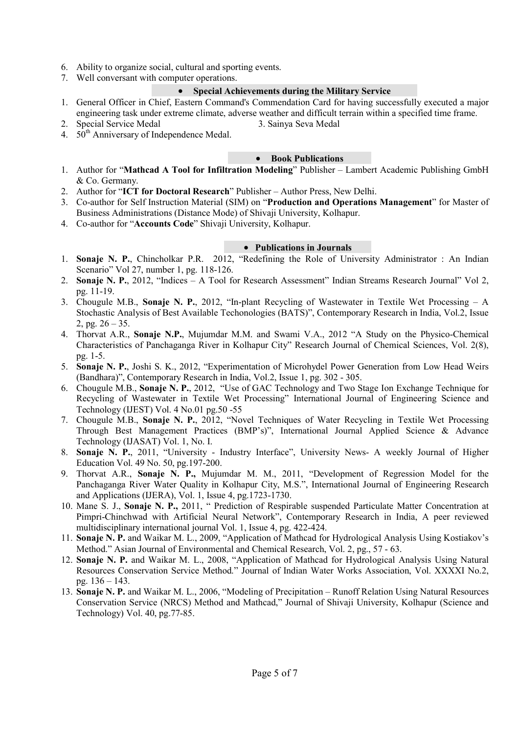6. Ability to organize social, cultural and sporting events.
7. Well conversant with computer operations.

- **Special Achievements during the Military Service**

1. General Officer in Chief, Eastern Command's Commendation Card for having successfully executed a major engineering task under extreme climate, adverse weather and difficult terrain within a specified time frame.
2. Special Service Medal
3. Sainya Seva Medal
4. 50th Anniversary of Independence Medal.

- **Book Publications**

1. Author for "**Mathcad A Tool for Infiltration Modeling**" Publisher – Lambert Academic Publishing GmbH & Co. Germany.
2. Author for "**ICT for Doctoral Research**" Publisher – Author Press, New Delhi.
3. Co-author for Self Instruction Material (SIM) on "**Production and Operations Management**" for Master of Business Administrations (Distance Mode) of Shivaji University, Kolhapur.
4. Co-author for "**Accounts Code**" Shivaji University, Kolhapur.

- **Publications in Journals**

1. **Sonaje N. P.**, Chincholkar P.R. 2012, "Redefining the Role of University Administrator : An Indian Scenario" Vol 27, number 1, pg. 118-126.
2. **Sonaje N. P.**, 2012, "Indices – A Tool for Research Assessment" Indian Streams Research Journal" Vol 2, pg. 11-19.
3. Chougule M.B., **Sonaje N. P.**, 2012, "In-plant Recycling of Wastewater in Textile Wet Processing – A Stochastic Analysis of Best Available Techonologies (BATS)", Contemporary Research in India, Vol.2, Issue 2, pg. 26 – 35.
4. Thorvat A.R., **Sonaje N.P.**, Mujumdar M.M. and Swami V.A., 2012 "A Study on the Physico-Chemical Characteristics of Panchaganga River in Kolhapur City" Research Journal of Chemical Sciences, Vol. 2(8), pg. 1-5.
5. **Sonaje N. P.**, Joshi S. K., 2012, "Experimentation of Microhydel Power Generation from Low Head Weirs (Bandhara)", Contemporary Research in India, Vol.2, Issue 1, pg. 302 - 305.
6. Chougule M.B., **Sonaje N. P.**, 2012, "Use of GAC Technology and Two Stage Ion Exchange Technique for Recycling of Wastewater in Textile Wet Processing" International Journal of Engineering Science and Technology (IJEST) Vol. 4 No.01 pg.50 -55
7. Chougule M.B., **Sonaje N. P.**, 2012, "Novel Techniques of Water Recycling in Textile Wet Processing Through Best Management Practices (BMP's)", International Journal Applied Science & Advance Technology (IJASAT) Vol. 1, No. I.
8. **Sonaje N. P.**, 2011, "University - Industry Interface", University News- A weekly Journal of Higher Education Vol. 49 No. 50, pg.197-200.
9. Thorvat A.R., **Sonaje N. P.,** Mujumdar M. M., 2011, "Development of Regression Model for the Panchaganga River Water Quality in Kolhapur City, M.S.", International Journal of Engineering Research and Applications (IJERA), Vol. 1, Issue 4, pg.1723-1730.
10. Mane S. J., **Sonaje N. P.,** 2011, " Prediction of Respirable suspended Particulate Matter Concentration at Pimpri-Chinchwad with Artificial Neural Network", Contemporary Research in India, A peer reviewed multidisciplinary international journal Vol. 1, Issue 4, pg. 422-424.
11. **Sonaje N. P.** and Waikar M. L., 2009, "Application of Mathcad for Hydrological Analysis Using Kostiakov's Method." Asian Journal of Environmental and Chemical Research, Vol. 2, pg., 57 - 63.
12. **Sonaje N. P.** and Waikar M. L., 2008, "Application of Mathcad for Hydrological Analysis Using Natural Resources Conservation Service Method." Journal of Indian Water Works Association, Vol. XXXXI No.2, pg. 136 – 143.
13. **Sonaje N. P.** and Waikar M. L., 2006, "Modeling of Precipitation – Runoff Relation Using Natural Resources Conservation Service (NRCS) Method and Mathcad," Journal of Shivaji University, Kolhapur (Science and Technology) Vol. 40, pg.77-85.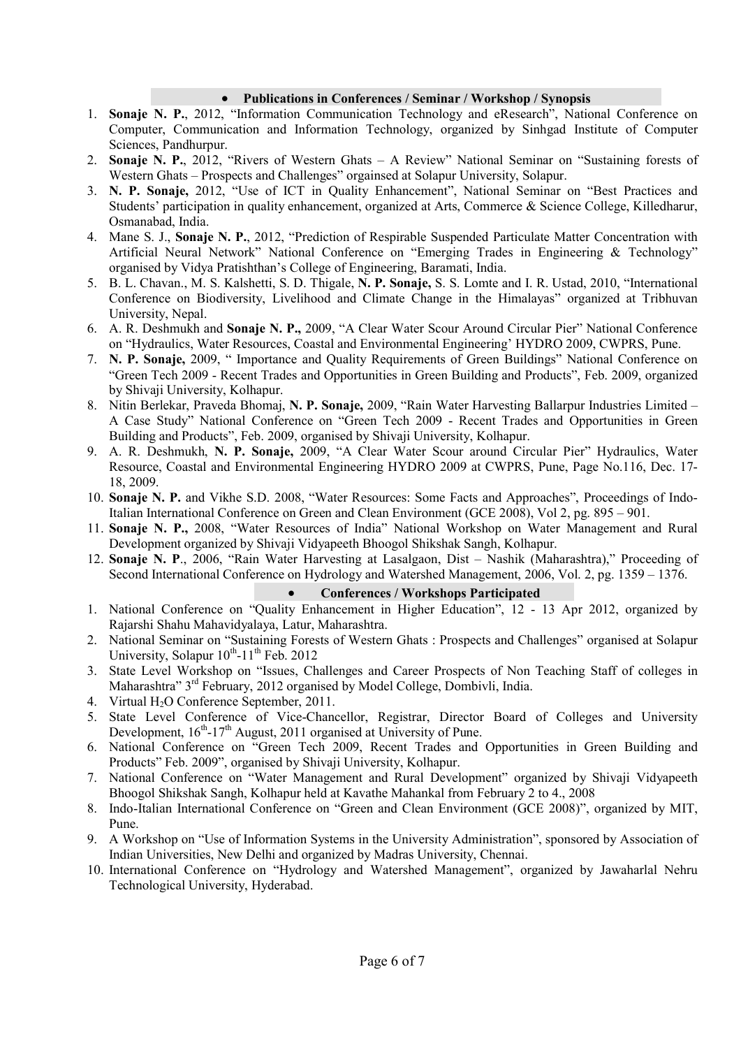## Publications in Conferences / Seminar / Workshop / Synopsis

1. **Sonaje N. P.**, 2012, "Information Communication Technology and eResearch", National Conference on Computer, Communication and Information Technology, organized by Sinhgad Institute of Computer Sciences, Pandhurpur.
2. **Sonaje N. P.**, 2012, "Rivers of Western Ghats – A Review" National Seminar on "Sustaining forests of Western Ghats – Prospects and Challenges" orgainsed at Solapur University, Solapur.
3. **N. P. Sonaje,** 2012, "Use of ICT in Quality Enhancement", National Seminar on "Best Practices and Students' participation in quality enhancement, organized at Arts, Commerce & Science College, Killedharur, Osmanabad, India.
4. Mane S. J., **Sonaje N. P.**, 2012, "Prediction of Respirable Suspended Particulate Matter Concentration with Artificial Neural Network" National Conference on "Emerging Trades in Engineering & Technology" organised by Vidya Pratishthan's College of Engineering, Baramati, India.
5. B. L. Chavan., M. S. Kalshetti, S. D. Thigale, **N. P. Sonaje,** S. S. Lomte and I. R. Ustad, 2010, "International Conference on Biodiversity, Livelihood and Climate Change in the Himalayas" organized at Tribhuvan University, Nepal.
6. A. R. Deshmukh and **Sonaje N. P.,** 2009, "A Clear Water Scour Around Circular Pier" National Conference on "Hydraulics, Water Resources, Coastal and Environmental Engineering' HYDRO 2009, CWPRS, Pune.
7. **N. P. Sonaje,** 2009, " Importance and Quality Requirements of Green Buildings" National Conference on "Green Tech 2009 - Recent Trades and Opportunities in Green Building and Products", Feb. 2009, organized by Shivaji University, Kolhapur.
8. Nitin Berlekar, Praveda Bhomaj, **N. P. Sonaje,** 2009, "Rain Water Harvesting Ballarpur Industries Limited – A Case Study" National Conference on "Green Tech 2009 - Recent Trades and Opportunities in Green Building and Products", Feb. 2009, organised by Shivaji University, Kolhapur.
9. A. R. Deshmukh, **N. P. Sonaje,** 2009, "A Clear Water Scour around Circular Pier" Hydraulics, Water Resource, Coastal and Environmental Engineering HYDRO 2009 at CWPRS, Pune, Page No.116, Dec. 17-18, 2009.
10. **Sonaje N. P.** and Vikhe S.D. 2008, "Water Resources: Some Facts and Approaches", Proceedings of Indo-Italian International Conference on Green and Clean Environment (GCE 2008), Vol 2, pg. 895 – 901.
11. **Sonaje N. P.,** 2008, "Water Resources of India" National Workshop on Water Management and Rural Development organized by Shivaji Vidyapeeth Bhoogol Shikshak Sangh, Kolhapur.
12. **Sonaje N. P**., 2006, "Rain Water Harvesting at Lasalgaon, Dist – Nashik (Maharashtra)," Proceeding of Second International Conference on Hydrology and Watershed Management, 2006, Vol. 2, pg. 1359 – 1376.

## Conferences / Workshops Participated

1. National Conference on "Quality Enhancement in Higher Education", 12 - 13 Apr 2012, organized by Rajarshi Shahu Mahavidyalaya, Latur, Maharashtra.
2. National Seminar on "Sustaining Forests of Western Ghats : Prospects and Challenges" organised at Solapur University, Solapur 10th-11th Feb. 2012
3. State Level Workshop on "Issues, Challenges and Career Prospects of Non Teaching Staff of colleges in Maharashtra" 3rd February, 2012 organised by Model College, Dombivli, India.
4. Virtual $H_2O$ Conference September, 2011.
5. State Level Conference of Vice-Chancellor, Registrar, Director Board of Colleges and University Development, 16th-17th August, 2011 organised at University of Pune.
6. National Conference on "Green Tech 2009, Recent Trades and Opportunities in Green Building and Products" Feb. 2009", organised by Shivaji University, Kolhapur.
7. National Conference on "Water Management and Rural Development" organized by Shivaji Vidyapeeth Bhoogol Shikshak Sangh, Kolhapur held at Kavathe Mahankal from February 2 to 4., 2008
8. Indo-Italian International Conference on "Green and Clean Environment (GCE 2008)", organized by MIT, Pune.
9. A Workshop on "Use of Information Systems in the University Administration", sponsored by Association of Indian Universities, New Delhi and organized by Madras University, Chennai.
10. International Conference on "Hydrology and Watershed Management", organized by Jawaharlal Nehru Technological University, Hyderabad.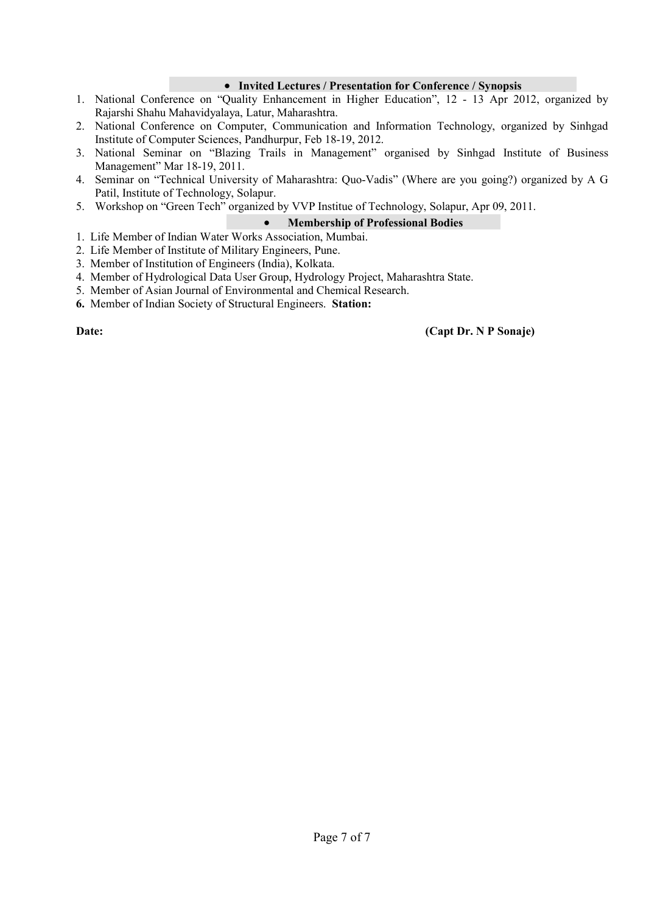- **Invited Lectures / Presentation for Conference / Synopsis**

1. National Conference on "Quality Enhancement in Higher Education", 12 - 13 Apr 2012, organized by Rajarshi Shahu Mahavidyalaya, Latur, Maharashtra.
2. National Conference on Computer, Communication and Information Technology, organized by Sinhgad Institute of Computer Sciences, Pandhurpur, Feb 18-19, 2012.
3. National Seminar on "Blazing Trails in Management" organised by Sinhgad Institute of Business Management" Mar 18-19, 2011.
4. Seminar on "Technical University of Maharashtra: Quo-Vadis" (Where are you going?) organized by A G Patil, Institute of Technology, Solapur.
5. Workshop on "Green Tech" organized by VVP Institue of Technology, Solapur, Apr 09, 2011.

- **Membership of Professional Bodies**

1. Life Member of Indian Water Works Association, Mumbai.
2. Life Member of Institute of Military Engineers, Pune.
3. Member of Institution of Engineers (India), Kolkata.
4. Member of Hydrological Data User Group, Hydrology Project, Maharashtra State.
5. Member of Asian Journal of Environmental and Chemical Research.
6. Member of Indian Society of Structural Engineers. **Station:**

**Date:** **(Capt Dr. N P Sonaje)**